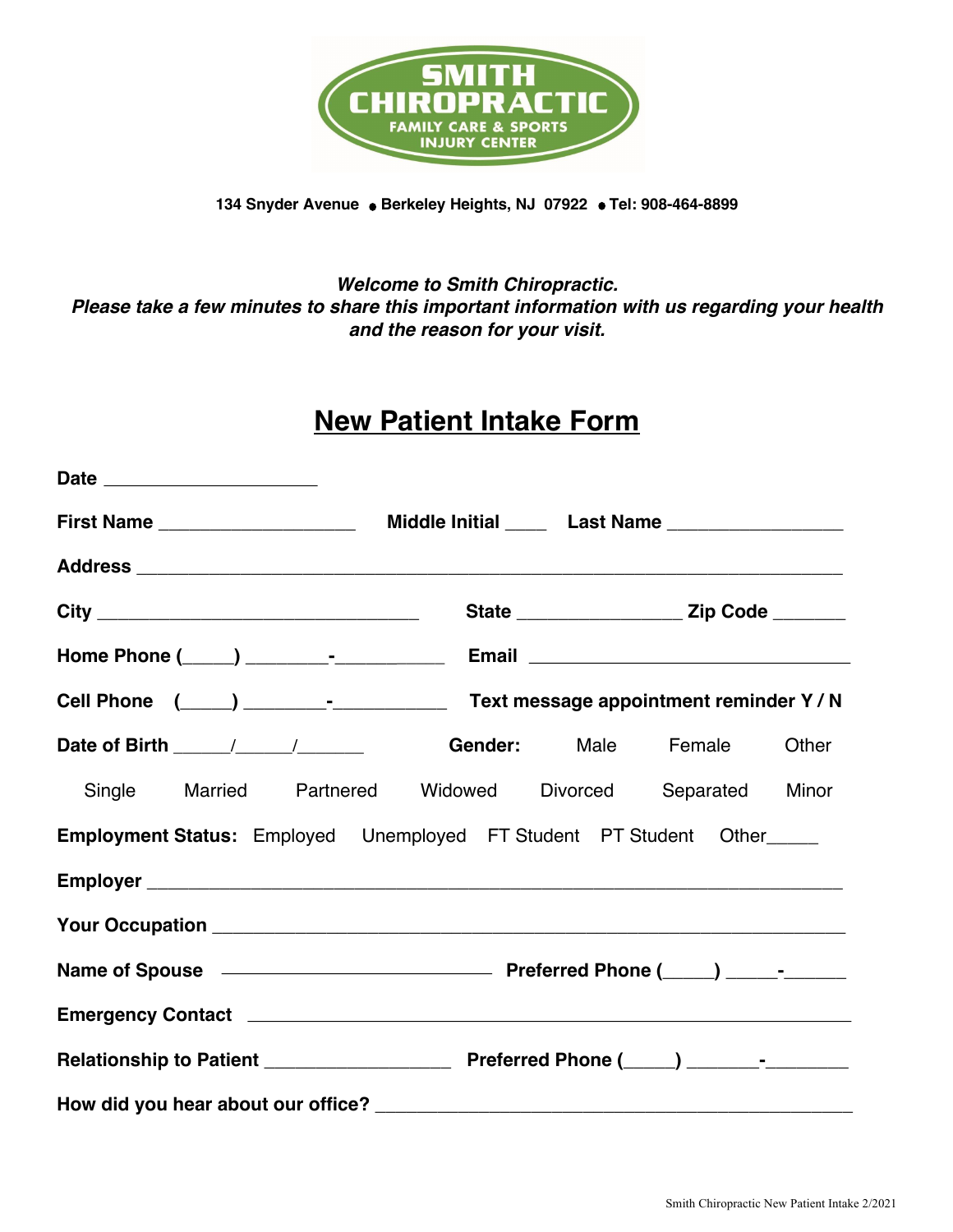SMITH CHIROPRACTIC
FAMILY CARE & SPORTS INJURY CENTER

**134 Snyder Avenue • Berkeley Heights, NJ 07922 • Tel: 908-464-8899**

***Welcome to Smith Chiropractic.***
***Please take a few minutes to share this important information with us regarding your health and the reason for your visit.***

# New Patient Intake Form

**Date** ____________________

**First Name** __________________ **Middle Initial** ____ **Last Name** ________________

**Address** ________________________________________________________________

**City** ______________________________ **State** _______________ **Zip Code** _______

**Home Phone (_____) ________-___________** **Email** ______________________________

**Cell Phone (_____) ________-___________** **Text message appointment reminder Y / N**

**Date of Birth** _____/_____/______ **Gender:** Male Female Other

Single Married Partnered Widowed Divorced Separated Minor

**Employment Status:** Employed Unemployed FT Student PT Student Other_____

**Employer** _____________________________________________________________

**Your Occupation** ________________________________________________________

**Name of Spouse** _________________________ **Preferred Phone (_____) _____-______**

**Emergency Contact** ______________________________________________________

**Relationship to Patient** _________________ **Preferred Phone (_____) _______-________**

**How did you hear about our office?** _____________________________________________

Smith Chiropractic New Patient Intake 2/2021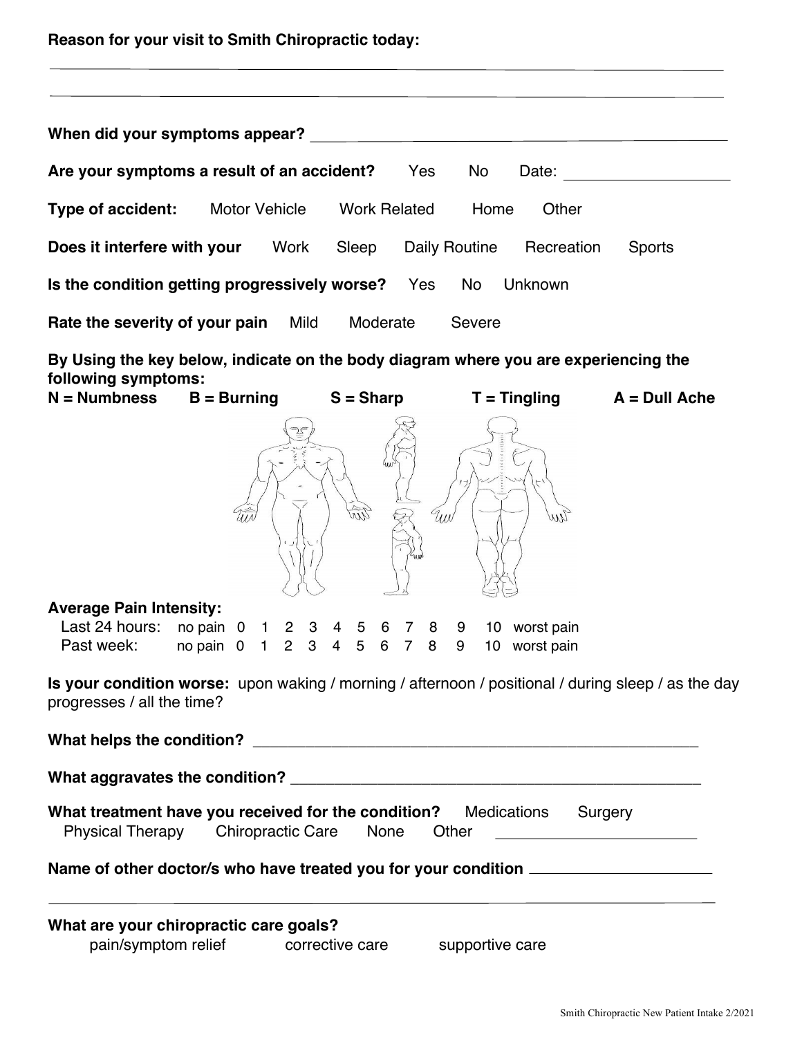**Reason for your visit to Smith Chiropractic today:**

\_\_\_\_\_\_\_\_\_\_\_\_\_\_\_\_\_\_\_\_\_\_\_\_\_\_\_\_\_\_\_\_\_\_\_\_\_\_\_\_\_\_\_\_\_\_\_\_\_\_\_\_\_\_\_\_\_\_\_\_\_\_\_\_\_\_\_\_\_\_\_\_

\_\_\_\_\_\_\_\_\_\_\_\_\_\_\_\_\_\_\_\_\_\_\_\_\_\_\_\_\_\_\_\_\_\_\_\_\_\_\_\_\_\_\_\_\_\_\_\_\_\_\_\_\_\_\_\_\_\_\_\_\_\_\_\_\_\_\_\_\_\_\_\_

**When did your symptoms appear?** \_\_\_\_\_\_\_\_\_\_\_\_\_\_\_\_\_\_\_\_\_\_\_\_\_\_\_\_\_\_\_\_\_\_\_\_\_\_\_\_\_\_\_\_

**Are your symptoms a result of an accident?** Yes No Date: \_\_\_\_\_\_\_\_\_\_\_\_\_\_\_\_\_\_

**Type of accident:** Motor Vehicle Work Related Home Other

**Does it interfere with your** Work Sleep Daily Routine Recreation Sports

**Is the condition getting progressively worse?** Yes No Unknown

**Rate the severity of your pain** Mild Moderate Severe

**By Using the key below, indicate on the body diagram where you are experiencing the following symptoms:**

**N = Numbness B = Burning S = Sharp T = Tingling A = Dull Ache**

**Average Pain Intensity:**

Last 24 hours: no pain 0 1 2 3 4 5 6 7 8 9 10 worst pain

Past week: no pain 0 1 2 3 4 5 6 7 8 9 10 worst pain

**Is your condition worse:** upon waking / morning / afternoon / positional / during sleep / as the day progresses / all the time?

**What helps the condition?** \_\_\_\_\_\_\_\_\_\_\_\_\_\_\_\_\_\_\_\_\_\_\_\_\_\_\_\_\_\_\_\_\_\_\_\_\_\_\_\_\_\_\_\_\_\_\_\_

**What aggravates the condition?** \_\_\_\_\_\_\_\_\_\_\_\_\_\_\_\_\_\_\_\_\_\_\_\_\_\_\_\_\_\_\_\_\_\_\_\_\_\_\_\_\_\_\_\_\_\_

**What treatment have you received for the condition?** Medications Surgery Physical Therapy Chiropractic Care None Other \_\_\_\_\_\_\_\_\_\_\_\_\_\_\_\_\_\_\_\_\_\_\_\_

**Name of other doctor/s who have treated you for your condition** \_\_\_\_\_\_\_\_\_\_\_\_\_\_\_\_\_\_\_\_\_\_

\_\_\_\_\_\_\_\_\_\_\_\_\_\_\_\_\_\_\_\_\_\_\_\_\_\_\_\_\_\_\_\_\_\_\_\_\_\_\_\_\_\_\_\_\_\_\_\_\_\_\_\_\_\_\_\_\_\_\_\_\_\_\_\_\_\_\_\_\_\_\_\_

**What are your chiropractic care goals?**

pain/symptom relief corrective care supportive care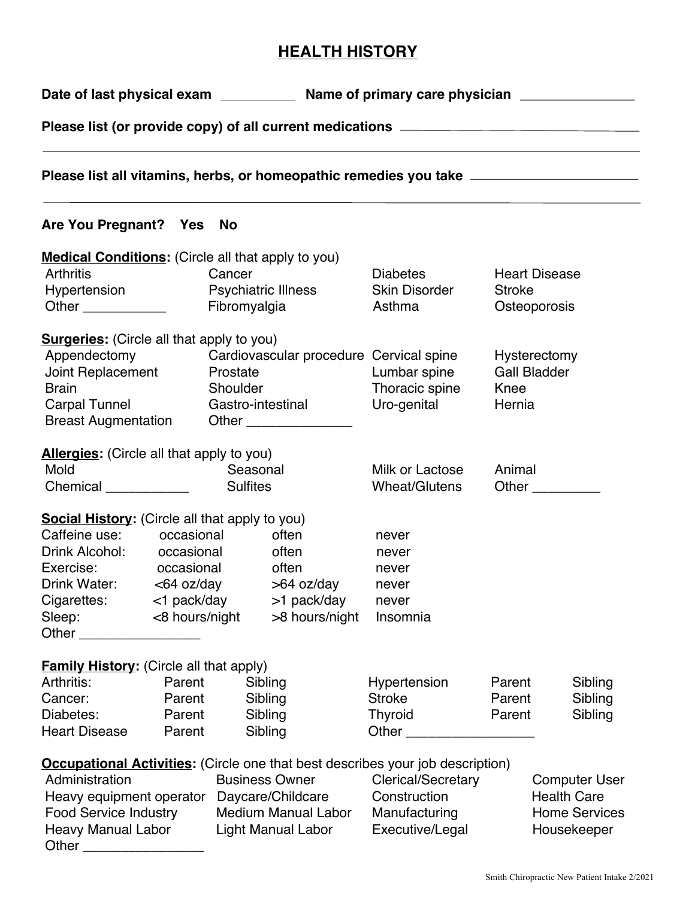# HEALTH HISTORY

**Date of last physical exam** __________ **Name of primary care physician** _______________

**Please list (or provide copy) of all current medications** ______________________________________

___________________________________________________________________________

**Please list all vitamins, herbs, or homeopathic remedies you take** ______________________

___________________________________________________________________________

**Are You Pregnant? Yes No**

**Medical Conditions:** (Circle all that apply to you)

| | | | |
|---|---|---|---|
| Arthritis | Cancer | Diabetes | Heart Disease |
| Hypertension | Psychiatric Illness | Skin Disorder | Stroke |
| Other ___________ | Fibromyalgia | Asthma | Osteoporosis |

**Surgeries:** (Circle all that apply to you)

| | | | |
|---|---|---|---|
| Appendectomy | Cardiovascular procedure | Cervical spine | Hysterectomy |
| Joint Replacement | Prostate | Lumbar spine | Gall Bladder |
| Brain | Shoulder | Thoracic spine | Knee |
| Carpal Tunnel | Gastro-intestinal | Uro-genital | Hernia |
| Breast Augmentation | Other ______________ | | |

**Allergies:** (Circle all that apply to you)

| | | | |
|---|---|---|---|
| Mold | Seasonal | Milk or Lactose | Animal |
| Chemical ___________ | Sulfites | Wheat/Glutens | Other _________ |

**Social History:** (Circle all that apply to you)

| | | | |
|---|---|---|---|
| Caffeine use: | occasional | often | never |
| Drink Alcohol: | occasional | often | never |
| Exercise: | occasional | often | never |
| Drink Water: | <64 oz/day | >64 oz/day | never |
| Cigarettes: | <1 pack/day | >1 pack/day | never |
| Sleep: | <8 hours/night | >8 hours/night | Insomnia |

Other ________________

**Family History:** (Circle all that apply)

| | | | | | |
|---|---|---|---|---|---|
| Arthritis: | Parent | Sibling | Hypertension | Parent | Sibling |
| Cancer: | Parent | Sibling | Stroke | Parent | Sibling |
| Diabetes: | Parent | Sibling | Thyroid | Parent | Sibling |
| Heart Disease | Parent | Sibling | Other _________________ | | |

**Occupational Activities:** (Circle one that best describes your job description)

| | | | |
|---|---|---|---|
| Administration | Business Owner | Clerical/Secretary | Computer User |
| Heavy equipment operator | Daycare/Childcare | Construction | Health Care |
| Food Service Industry | Medium Manual Labor | Manufacturing | Home Services |
| Heavy Manual Labor | Light Manual Labor | Executive/Legal | Housekeeper |
| Other ________________ | | | |

Smith Chiropractic New Patient Intake 2/2021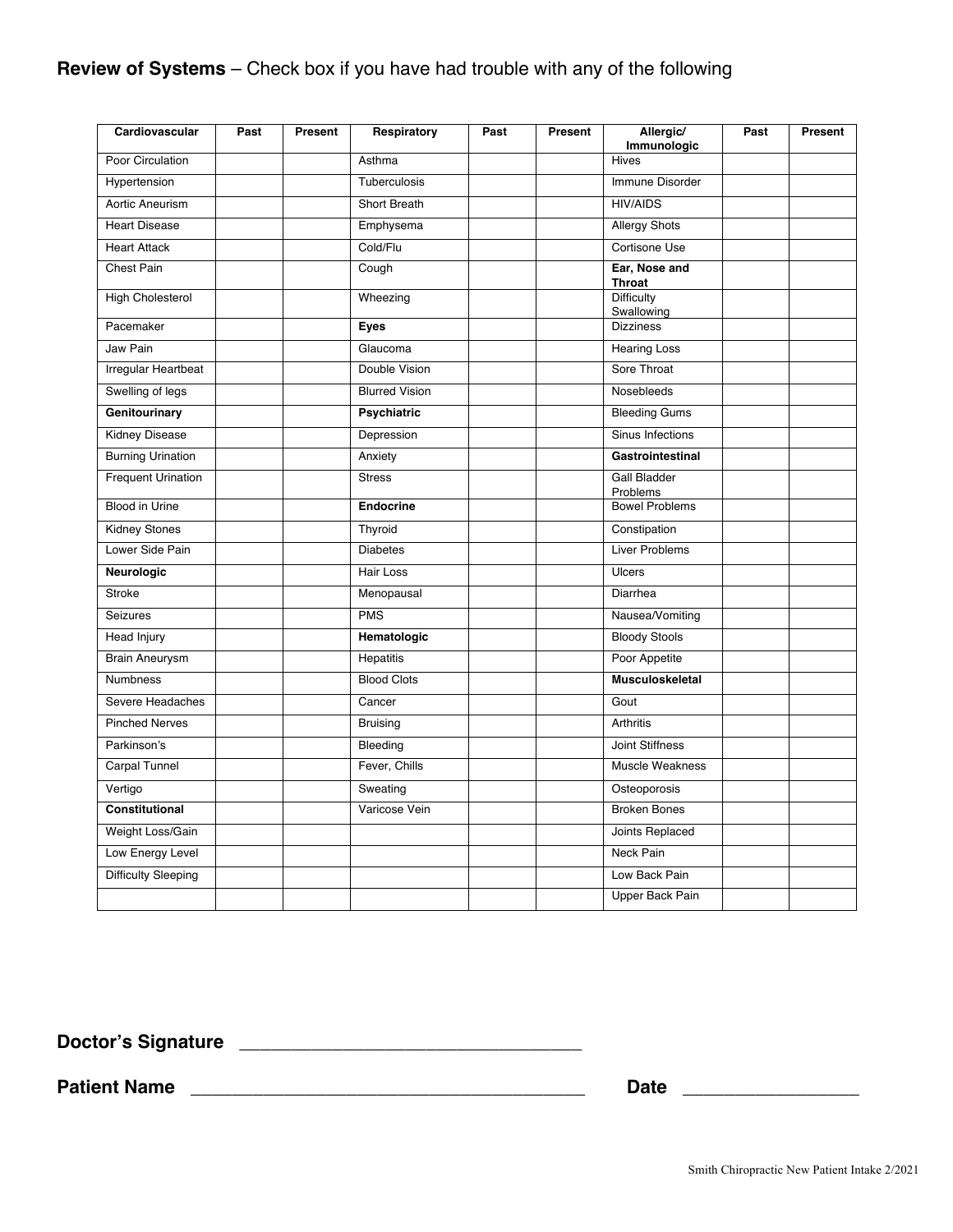**Review of Systems** – Check box if you have had trouble with any of the following

| Cardiovascular | Past | Present | Respiratory | Past | Present | Allergic/ Immunologic | Past | Present |
|---|---|---|---|---|---|---|---|---|
| Poor Circulation | | | Asthma | | | Hives | | |
| Hypertension | | | Tuberculosis | | | Immune Disorder | | |
| Aortic Aneurism | | | Short Breath | | | HIV/AIDS | | |
| Heart Disease | | | Emphysema | | | Allergy Shots | | |
| Heart Attack | | | Cold/Flu | | | Cortisone Use | | |
| Chest Pain | | | Cough | | | **Ear, Nose and Throat** | | |
| High Cholesterol | | | Wheezing | | | Difficulty Swallowing | | |
| Pacemaker | | | **Eyes** | | | Dizziness | | |
| Jaw Pain | | | Glaucoma | | | Hearing Loss | | |
| Irregular Heartbeat | | | Double Vision | | | Sore Throat | | |
| Swelling of legs | | | Blurred Vision | | | Nosebleeds | | |
| **Genitourinary** | | | **Psychiatric** | | | Bleeding Gums | | |
| Kidney Disease | | | Depression | | | Sinus Infections | | |
| Burning Urination | | | Anxiety | | | **Gastrointestinal** | | |
| Frequent Urination | | | Stress | | | Gall Bladder Problems | | |
| Blood in Urine | | | **Endocrine** | | | Bowel Problems | | |
| Kidney Stones | | | Thyroid | | | Constipation | | |
| Lower Side Pain | | | Diabetes | | | Liver Problems | | |
| **Neurologic** | | | Hair Loss | | | Ulcers | | |
| Stroke | | | Menopausal | | | Diarrhea | | |
| Seizures | | | PMS | | | Nausea/Vomiting | | |
| Head Injury | | | **Hematologic** | | | Bloody Stools | | |
| Brain Aneurysm | | | Hepatitis | | | Poor Appetite | | |
| Numbness | | | Blood Clots | | | **Musculoskeletal** | | |
| Severe Headaches | | | Cancer | | | Gout | | |
| Pinched Nerves | | | Bruising | | | Arthritis | | |
| Parkinson's | | | Bleeding | | | Joint Stiffness | | |
| Carpal Tunnel | | | Fever, Chills | | | Muscle Weakness | | |
| Vertigo | | | Sweating | | | Osteoporosis | | |
| **Constitutional** | | | Varicose Vein | | | Broken Bones | | |
| Weight Loss/Gain | | | | | | Joints Replaced | | |
| Low Energy Level | | | | | | Neck Pain | | |
| Difficulty Sleeping | | | | | | Low Back Pain | | |
| | | | | | | Upper Back Pain | | |

**Doctor's Signature** ______________________________________

**Patient Name** ____________________________________________ **Date** ___________________

Smith Chiropractic New Patient Intake 2/2021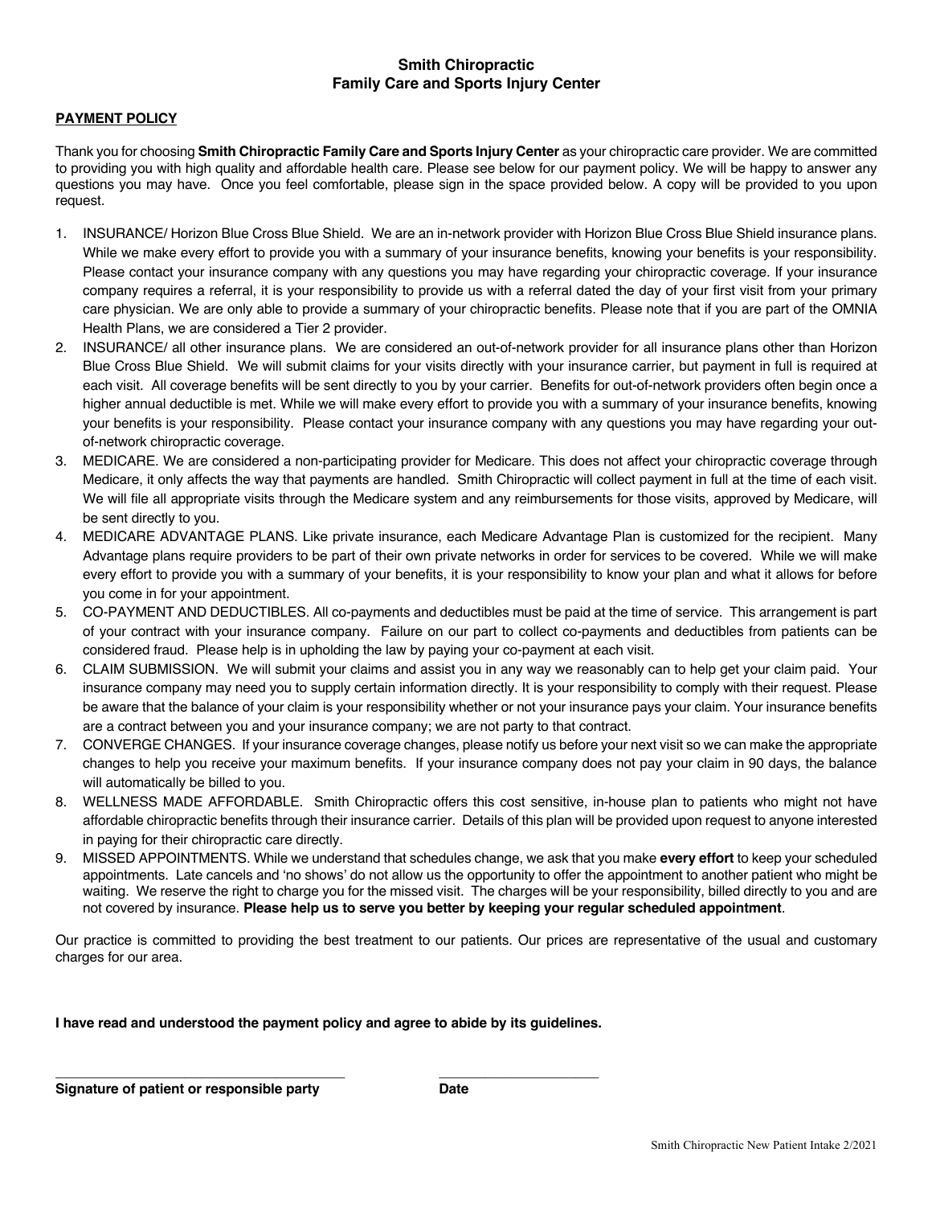**Smith Chiropractic**
**Family Care and Sports Injury Center**

## PAYMENT POLICY

Thank you for choosing **Smith Chiropractic Family Care and Sports Injury Center** as your chiropractic care provider. We are committed to providing you with high quality and affordable health care. Please see below for our payment policy. We will be happy to answer any questions you may have. Once you feel comfortable, please sign in the space provided below. A copy will be provided to you upon request.

1. INSURANCE/ Horizon Blue Cross Blue Shield. We are an in-network provider with Horizon Blue Cross Blue Shield insurance plans. While we make every effort to provide you with a summary of your insurance benefits, knowing your benefits is your responsibility. Please contact your insurance company with any questions you may have regarding your chiropractic coverage. If your insurance company requires a referral, it is your responsibility to provide us with a referral dated the day of your first visit from your primary care physician. We are only able to provide a summary of your chiropractic benefits. Please note that if you are part of the OMNIA Health Plans, we are considered a Tier 2 provider.
2. INSURANCE/ all other insurance plans. We are considered an out-of-network provider for all insurance plans other than Horizon Blue Cross Blue Shield. We will submit claims for your visits directly with your insurance carrier, but payment in full is required at each visit. All coverage benefits will be sent directly to you by your carrier. Benefits for out-of-network providers often begin once a higher annual deductible is met. While we will make every effort to provide you with a summary of your insurance benefits, knowing your benefits is your responsibility. Please contact your insurance company with any questions you may have regarding your out-of-network chiropractic coverage.
3. MEDICARE. We are considered a non-participating provider for Medicare. This does not affect your chiropractic coverage through Medicare, it only affects the way that payments are handled. Smith Chiropractic will collect payment in full at the time of each visit. We will file all appropriate visits through the Medicare system and any reimbursements for those visits, approved by Medicare, will be sent directly to you.
4. MEDICARE ADVANTAGE PLANS. Like private insurance, each Medicare Advantage Plan is customized for the recipient. Many Advantage plans require providers to be part of their own private networks in order for services to be covered. While we will make every effort to provide you with a summary of your benefits, it is your responsibility to know your plan and what it allows for before you come in for your appointment.
5. CO-PAYMENT AND DEDUCTIBLES. All co-payments and deductibles must be paid at the time of service. This arrangement is part of your contract with your insurance company. Failure on our part to collect co-payments and deductibles from patients can be considered fraud. Please help is in upholding the law by paying your co-payment at each visit.
6. CLAIM SUBMISSION. We will submit your claims and assist you in any way we reasonably can to help get your claim paid. Your insurance company may need you to supply certain information directly. It is your responsibility to comply with their request. Please be aware that the balance of your claim is your responsibility whether or not your insurance pays your claim. Your insurance benefits are a contract between you and your insurance company; we are not party to that contract.
7. CONVERGE CHANGES. If your insurance coverage changes, please notify us before your next visit so we can make the appropriate changes to help you receive your maximum benefits. If your insurance company does not pay your claim in 90 days, the balance will automatically be billed to you.
8. WELLNESS MADE AFFORDABLE. Smith Chiropractic offers this cost sensitive, in-house plan to patients who might not have affordable chiropractic benefits through their insurance carrier. Details of this plan will be provided upon request to anyone interested in paying for their chiropractic care directly.
9. MISSED APPOINTMENTS. While we understand that schedules change, we ask that you make **every effort** to keep your scheduled appointments. Late cancels and 'no shows' do not allow us the opportunity to offer the appointment to another patient who might be waiting. We reserve the right to charge you for the missed visit. The charges will be your responsibility, billed directly to you and are not covered by insurance. **Please help us to serve you better by keeping your regular scheduled appointment**.

Our practice is committed to providing the best treatment to our patients. Our prices are representative of the usual and customary charges for our area.

**I have read and understood the payment policy and agree to abide by its guidelines.**

\_\_\_\_\_\_\_\_\_\_\_\_\_\_\_\_\_\_\_\_\_\_\_\_\_\_\_\_\_\_\_\_\_\_\_\_ \_\_\_\_\_\_\_\_\_\_\_\_\_\_\_\_\_\_\_\_

**Signature of patient or responsible party** **Date**

Smith Chiropractic New Patient Intake 2/2021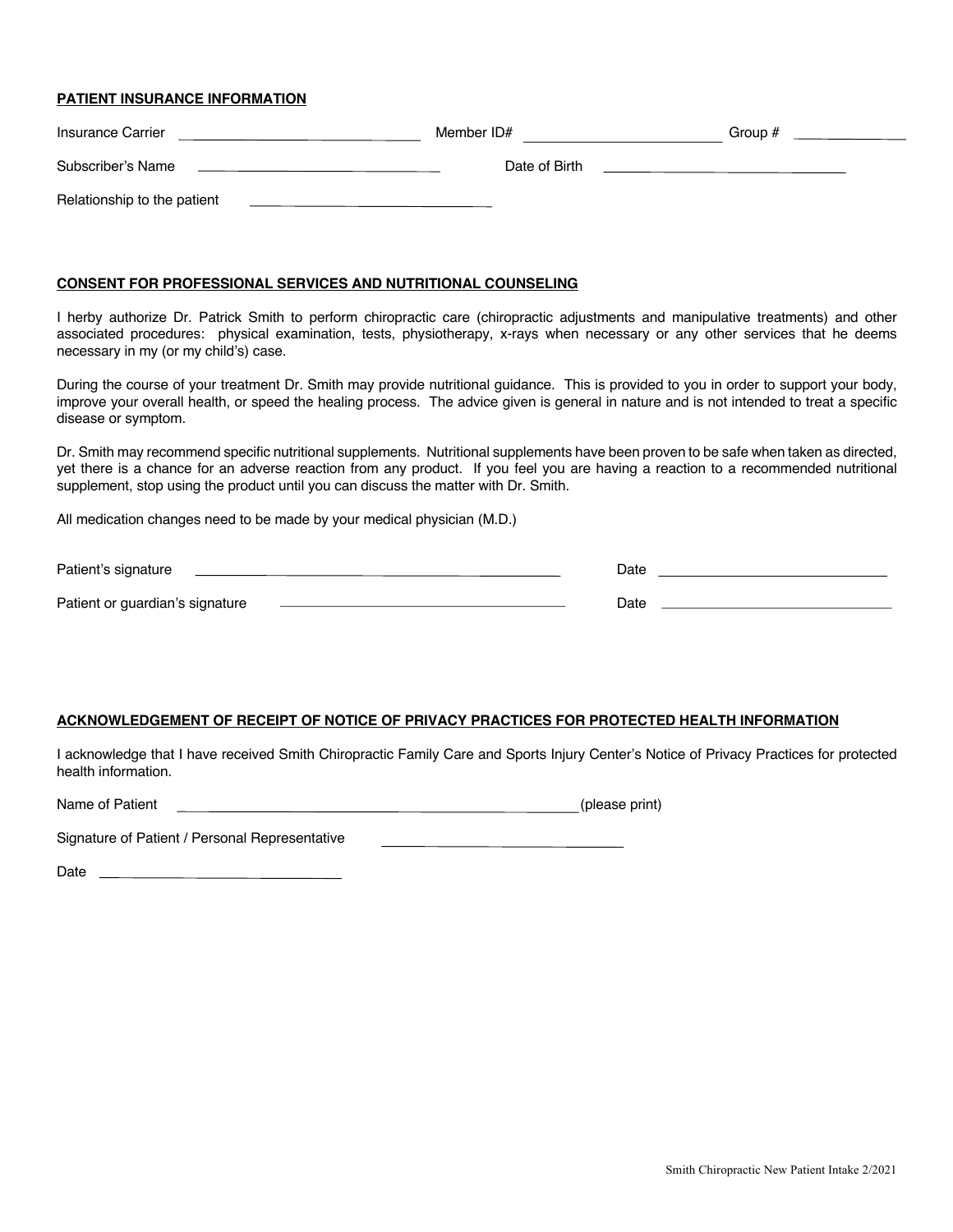**PATIENT INSURANCE INFORMATION**

Insurance Carrier ______________________ Member ID# ______________________ Group # ____________

Subscriber's Name ______________________ Date of Birth ______________________

Relationship to the patient ______________________

**CONSENT FOR PROFESSIONAL SERVICES AND NUTRITIONAL COUNSELING**

I herby authorize Dr. Patrick Smith to perform chiropractic care (chiropractic adjustments and manipulative treatments) and other associated procedures: physical examination, tests, physiotherapy, x-rays when necessary or any other services that he deems necessary in my (or my child's) case.

During the course of your treatment Dr. Smith may provide nutritional guidance. This is provided to you in order to support your body, improve your overall health, or speed the healing process. The advice given is general in nature and is not intended to treat a specific disease or symptom.

Dr. Smith may recommend specific nutritional supplements. Nutritional supplements have been proven to be safe when taken as directed, yet there is a chance for an adverse reaction from any product. If you feel you are having a reaction to a recommended nutritional supplement, stop using the product until you can discuss the matter with Dr. Smith.

All medication changes need to be made by your medical physician (M.D.)

Patient's signature ______________________ Date ______________________

Patient or guardian's signature ______________________ Date ______________________

**ACKNOWLEDGEMENT OF RECEIPT OF NOTICE OF PRIVACY PRACTICES FOR PROTECTED HEALTH INFORMATION**

I acknowledge that I have received Smith Chiropractic Family Care and Sports Injury Center's Notice of Privacy Practices for protected health information.

Name of Patient ______________________ (please print)

Signature of Patient / Personal Representative ______________________

Date ______________________

Smith Chiropractic New Patient Intake 2/2021